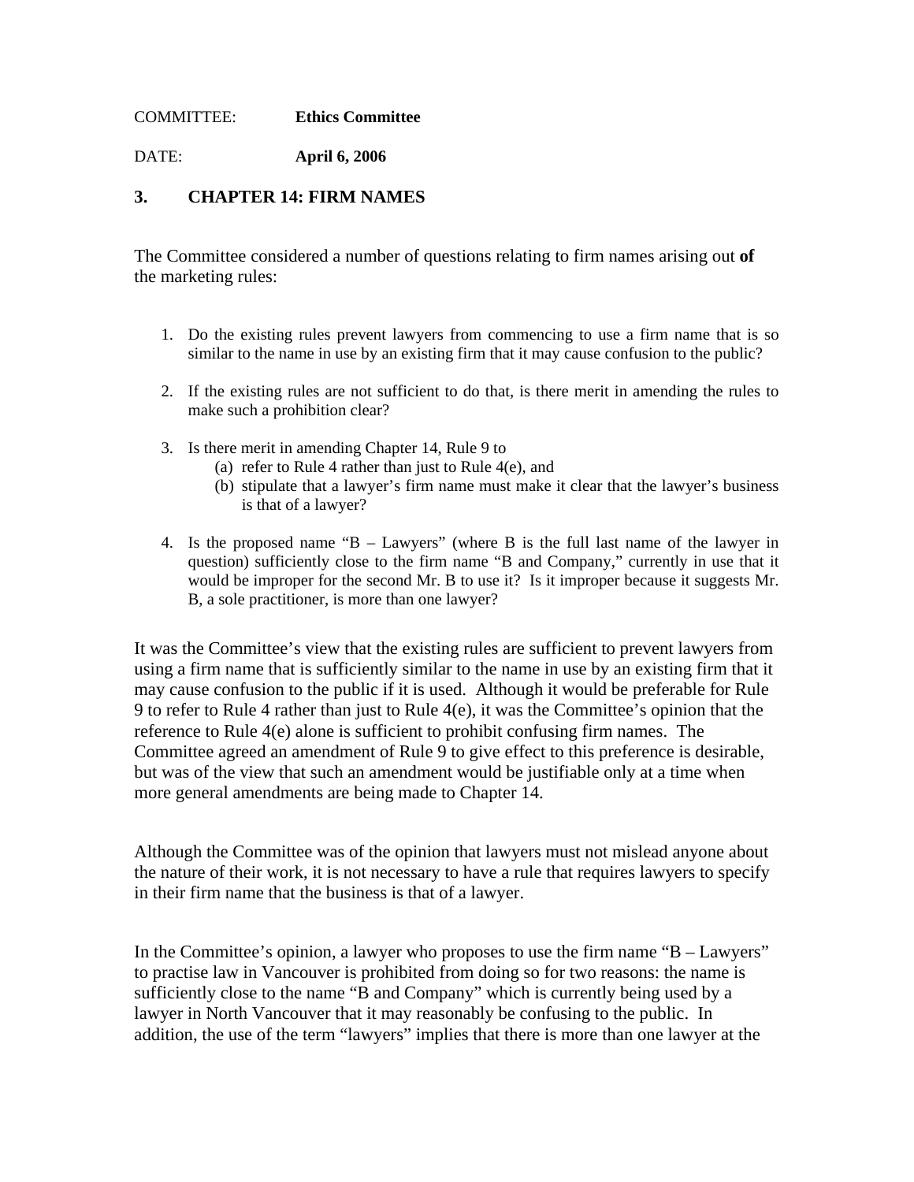COMMITTEE: **Ethics Committee**

DATE: **April 6, 2006**

### 3. CHAPTER 14: FIRM NAMES

The Committee considered a number of questions relating to firm names arising out **of** the marketing rules:

1. Do the existing rules prevent lawyers from commencing to use a firm name that is so similar to the name in use by an existing firm that it may cause confusion to the public?

2. If the existing rules are not sufficient to do that, is there merit in amending the rules to make such a prohibition clear?

3. Is there merit in amending Chapter 14, Rule 9 to
   (a) refer to Rule 4 rather than just to Rule 4(e), and
   (b) stipulate that a lawyer's firm name must make it clear that the lawyer's business is that of a lawyer?

4. Is the proposed name "B – Lawyers" (where B is the full last name of the lawyer in question) sufficiently close to the firm name "B and Company," currently in use that it would be improper for the second Mr. B to use it? Is it improper because it suggests Mr. B, a sole practitioner, is more than one lawyer?

It was the Committee's view that the existing rules are sufficient to prevent lawyers from using a firm name that is sufficiently similar to the name in use by an existing firm that it may cause confusion to the public if it is used. Although it would be preferable for Rule 9 to refer to Rule 4 rather than just to Rule 4(e), it was the Committee's opinion that the reference to Rule 4(e) alone is sufficient to prohibit confusing firm names. The Committee agreed an amendment of Rule 9 to give effect to this preference is desirable, but was of the view that such an amendment would be justifiable only at a time when more general amendments are being made to Chapter 14.

Although the Committee was of the opinion that lawyers must not mislead anyone about the nature of their work, it is not necessary to have a rule that requires lawyers to specify in their firm name that the business is that of a lawyer.

In the Committee's opinion, a lawyer who proposes to use the firm name "B – Lawyers" to practise law in Vancouver is prohibited from doing so for two reasons: the name is sufficiently close to the name "B and Company" which is currently being used by a lawyer in North Vancouver that it may reasonably be confusing to the public. In addition, the use of the term "lawyers" implies that there is more than one lawyer at the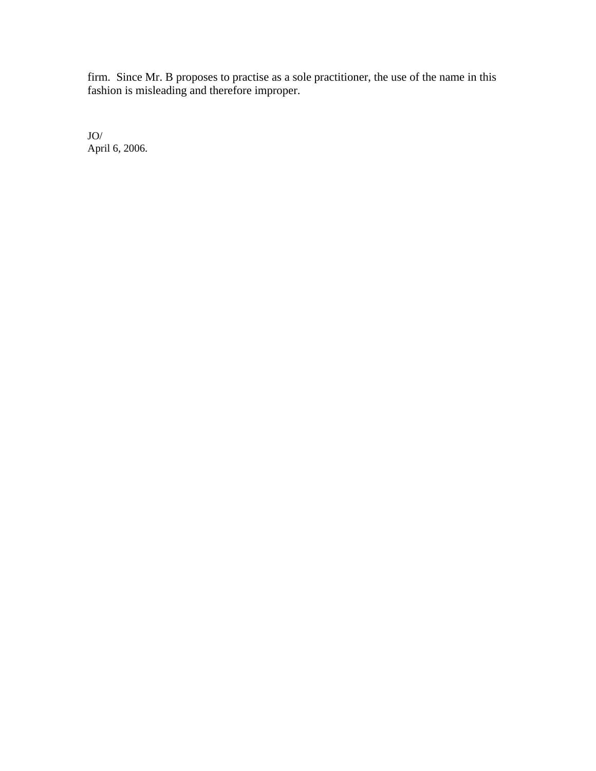firm. Since Mr. B proposes to practise as a sole practitioner, the use of the name in this fashion is misleading and therefore improper.

JO/
April 6, 2006.